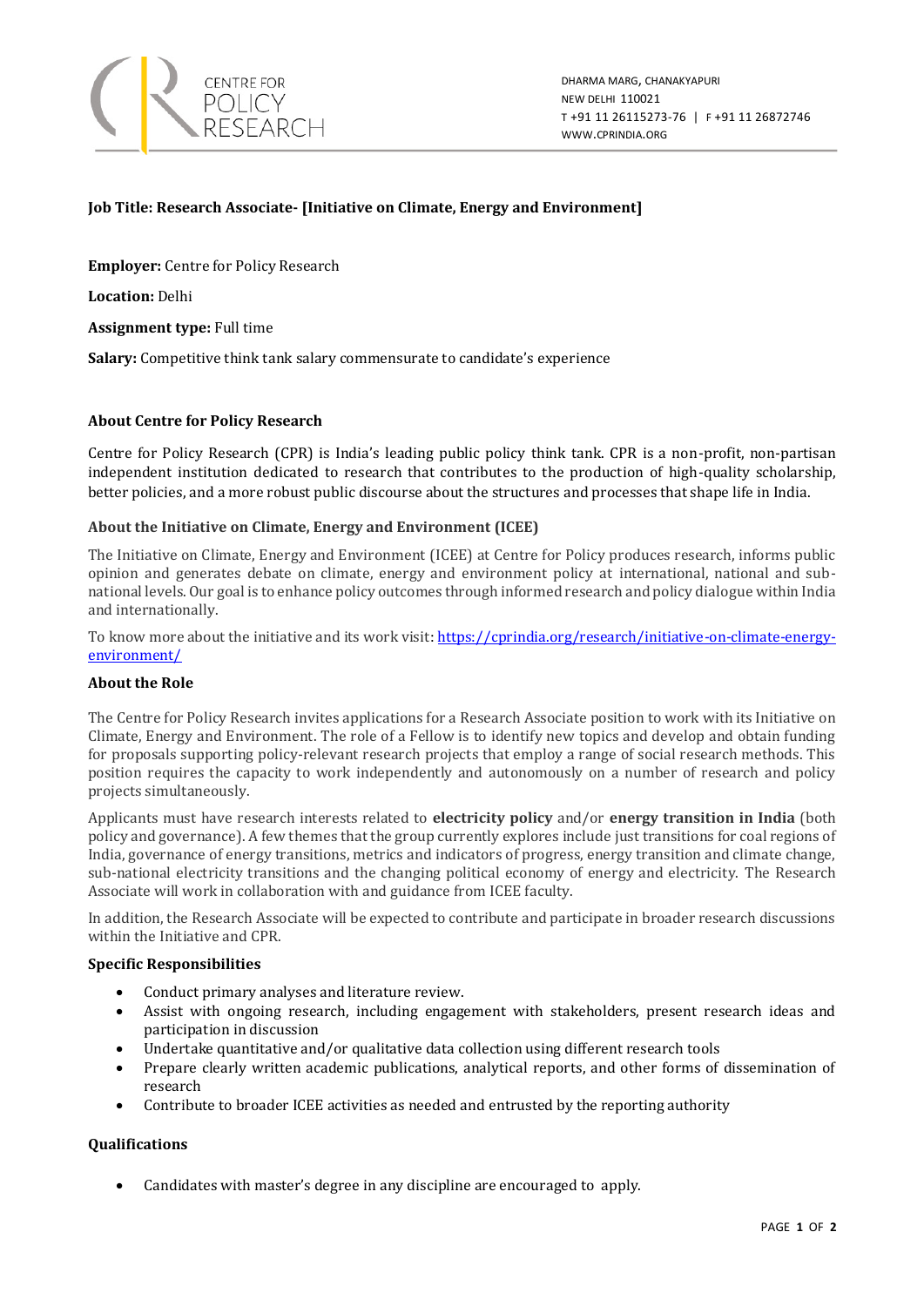CENTRE FOR POLICY RESEARCH

DHARMA MARG, CHANAKYAPURI
NEW DELHI 110021
T +91 11 26115273-76 | F +91 11 26872746
WWW.CPRINDIA.ORG

**Job Title: Research Associate- [Initiative on Climate, Energy and Environment]**

**Employer:** Centre for Policy Research

**Location:** Delhi

**Assignment type:** Full time

**Salary:** Competitive think tank salary commensurate to candidate's experience

**About Centre for Policy Research**

Centre for Policy Research (CPR) is India's leading public policy think tank. CPR is a non-profit, non-partisan independent institution dedicated to research that contributes to the production of high-quality scholarship, better policies, and a more robust public discourse about the structures and processes that shape life in India.

**About the Initiative on Climate, Energy and Environment (ICEE)**

The Initiative on Climate, Energy and Environment (ICEE) at Centre for Policy produces research, informs public opinion and generates debate on climate, energy and environment policy at international, national and sub-national levels. Our goal is to enhance policy outcomes through informed research and policy dialogue within India and internationally.

To know more about the initiative and its work visit: [https://cprindia.org/research/initiative-on-climate-energy-environment/](https://cprindia.org/research/initiative-on-climate-energy-environment/)

**About the Role**

The Centre for Policy Research invites applications for a Research Associate position to work with its Initiative on Climate, Energy and Environment. The role of a Fellow is to identify new topics and develop and obtain funding for proposals supporting policy-relevant research projects that employ a range of social research methods. This position requires the capacity to work independently and autonomously on a number of research and policy projects simultaneously.

Applicants must have research interests related to **electricity policy** and/or **energy transition in India** (both policy and governance). A few themes that the group currently explores include just transitions for coal regions of India, governance of energy transitions, metrics and indicators of progress, energy transition and climate change, sub-national electricity transitions and the changing political economy of energy and electricity. The Research Associate will work in collaboration with and guidance from ICEE faculty.

In addition, the Research Associate will be expected to contribute and participate in broader research discussions within the Initiative and CPR.

**Specific Responsibilities**

- Conduct primary analyses and literature review.
- Assist with ongoing research, including engagement with stakeholders, present research ideas and participation in discussion
- Undertake quantitative and/or qualitative data collection using different research tools
- Prepare clearly written academic publications, analytical reports, and other forms of dissemination of research
- Contribute to broader ICEE activities as needed and entrusted by the reporting authority

**Qualifications**

- Candidates with master's degree in any discipline are encouraged to apply.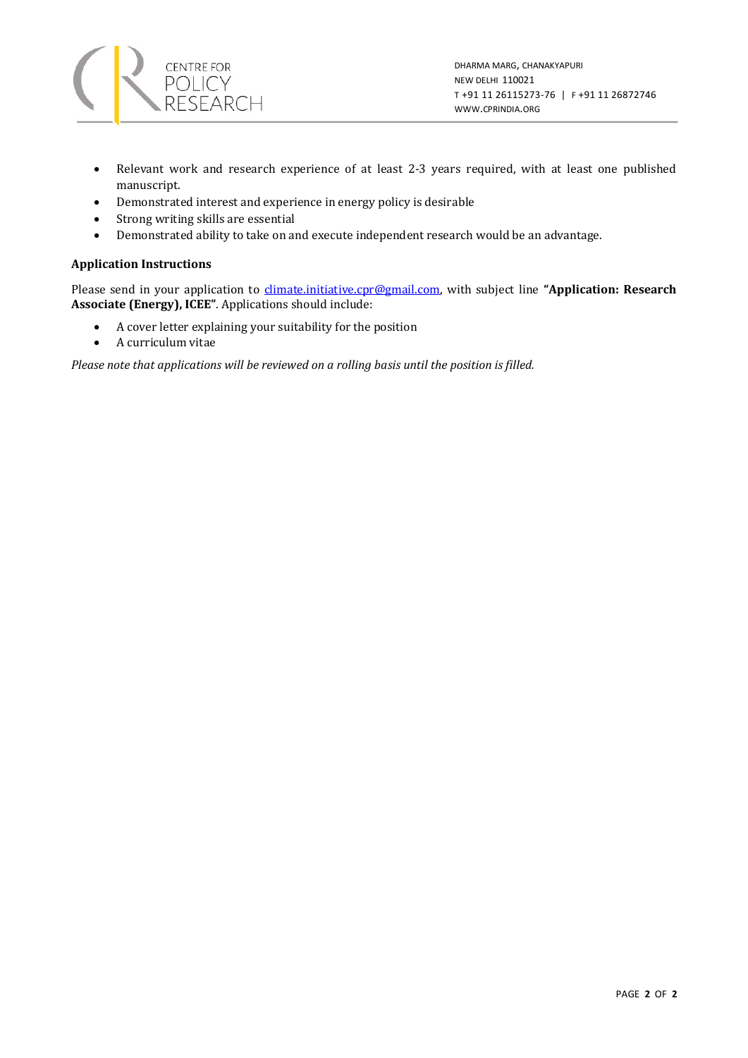- Relevant work and research experience of at least 2-3 years required, with at least one published manuscript.
- Demonstrated interest and experience in energy policy is desirable
- Strong writing skills are essential
- Demonstrated ability to take on and execute independent research would be an advantage.

**Application Instructions**

Please send in your application to climate.initiative.cpr@gmail.com, with subject line **"Application: Research Associate (Energy), ICEE"**. Applications should include:

- A cover letter explaining your suitability for the position
- A curriculum vitae

*Please note that applications will be reviewed on a rolling basis until the position is filled.*